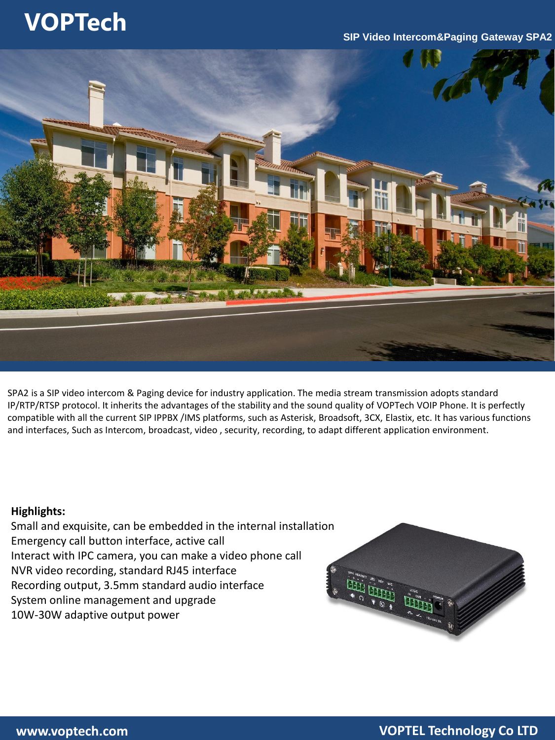# VOPTech

## SIP Video Intercom&Paging Gateway SPA2

SPA2 is a SIP video intercom & Paging device for industry application. The media stream transmission adopts standard IP/RTP/RTSP protocol. It inherits the advantages of the stability and the sound quality of VOPTech VOIP Phone. It is perfectly compatible with all the current SIP IPPBX /IMS platforms, such as Asterisk, Broadsoft, 3CX, Elastix, etc. It has various functions and interfaces, Such as Intercom, broadcast, video , security, recording, to adapt different application environment.

**Highlights:**

Small and exquisite, can be embedded in the internal installation
Emergency call button interface, active call
Interact with IPC camera, you can make a video phone call
NVR video recording, standard RJ45 interface
Recording output, 3.5mm standard audio interface
System online management and upgrade
10W-30W adaptive output power

www.voptech.com VOPTEL Technology Co LTD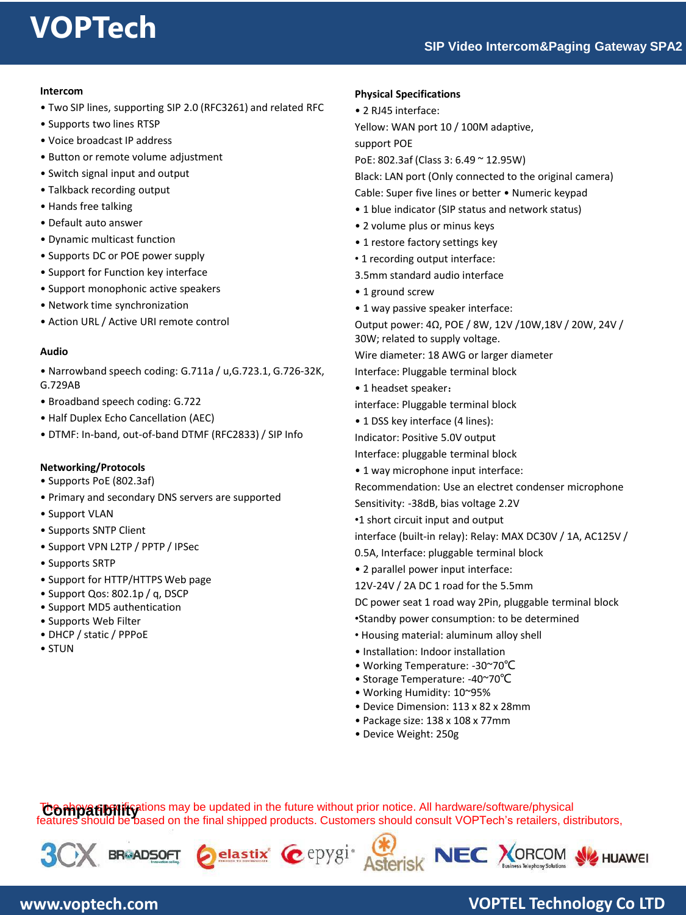## Intercom

- Two SIP lines, supporting SIP 2.0 (RFC3261) and related RFC
- Supports two lines RTSP
- Voice broadcast IP address
- Button or remote volume adjustment
- Switch signal input and output
- Talkback recording output
- Hands free talking
- Default auto answer
- Dynamic multicast function
- Supports DC or POE power supply
- Support for Function key interface
- Support monophonic active speakers
- Network time synchronization
- Action URL / Active URI remote control

## Audio

- Narrowband speech coding: G.711a / u,G.723.1, G.726-32K, G.729AB
- Broadband speech coding: G.722
- Half Duplex Echo Cancellation (AEC)
- DTMF: In-band, out-of-band DTMF (RFC2833) / SIP Info

## Networking/Protocols

- Supports PoE (802.3af)
- Primary and secondary DNS servers are supported
- Support VLAN
- Supports SNTP Client
- Support VPN L2TP / PPTP / IPSec
- Supports SRTP
- Support for HTTP/HTTPS Web page
- Support Qos: 802.1p / q, DSCP
- Support MD5 authentication
- Supports Web Filter
- DHCP / static / PPPoE
- STUN

## Physical Specifications

- 2 RJ45 interface:
  Yellow: WAN port 10 / 100M adaptive, support POE
  PoE: 802.3af (Class 3: 6.49 ~ 12.95W)
  Black: LAN port (Only connected to the original camera)
  Cable: Super five lines or better • Numeric keypad
- 1 blue indicator (SIP status and network status)
- 2 volume plus or minus keys
- 1 restore factory settings key
- 1 recording output interface:
  3.5mm standard audio interface
- 1 ground screw
- 1 way passive speaker interface:
  Output power: 4Ω, POE / 8W, 12V /10W,18V / 20W, 24V / 30W; related to supply voltage.
  Wire diameter: 18 AWG or larger diameter
  Interface: Pluggable terminal block
- 1 headset speaker：
  interface: Pluggable terminal block
- 1 DSS key interface (4 lines):
  Indicator: Positive 5.0V output
  Interface: pluggable terminal block
- 1 way microphone input interface:
  Recommendation: Use an electret condenser microphone
  Sensitivity: -38dB, bias voltage 2.2V
- 1 short circuit input and output
  interface (built-in relay): Relay: MAX DC30V / 1A, AC125V / 0.5A, Interface: pluggable terminal block
- 2 parallel power input interface:
  12V-24V / 2A DC 1 road for the 5.5mm
  DC power seat 1 road way 2Pin, pluggable terminal block
- Standby power consumption: to be determined
- Housing material: aluminum alloy shell
- Installation: Indoor installation
- Working Temperature: -30~70℃
- Storage Temperature: -40~70℃
- Working Humidity: 10~95%
- Device Dimension: 113 x 82 x 28mm
- Package size: 138 x 108 x 77mm
- Device Weight: 250g

## Compatibility

The above specifications may be updated in the future without prior notice. All hardware/software/physical features should be based on the final shipped products. Customers should consult VOPTech's retailers, distributors,

3CX BROADSOFT elastix epygi Asterisk NEC XORCOM HUAWEI